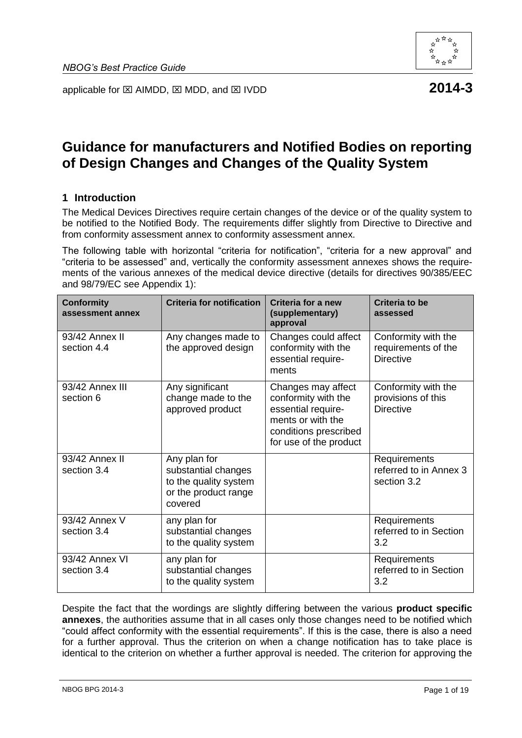*NBOG's Best Practice Guide*

applicable for ☒ AIMDD, ☒ MDD, and ☒ IVDD **2014-3**

# Guidance for manufacturers and Notified Bodies on reporting of Design Changes and Changes of the Quality System

## 1 Introduction

The Medical Devices Directives require certain changes of the device or of the quality system to be notified to the Notified Body. The requirements differ slightly from Directive to Directive and from conformity assessment annex to conformity assessment annex.

The following table with horizontal "criteria for notification", "criteria for a new approval" and "criteria to be assessed" and, vertically the conformity assessment annexes shows the requirements of the various annexes of the medical device directive (details for directives 90/385/EEC and 98/79/EC see Appendix 1):

| Conformity assessment annex | Criteria for notification | Criteria for a new (supplementary) approval | Criteria to be assessed |
|---|---|---|---|
| 93/42 Annex II section 4.4 | Any changes made to the approved design | Changes could affect conformity with the essential requirements | Conformity with the requirements of the Directive |
| 93/42 Annex III section 6 | Any significant change made to the approved product | Changes may affect conformity with the essential requirements or with the conditions prescribed for use of the product | Conformity with the provisions of this Directive |
| 93/42 Annex II section 3.4 | Any plan for substantial changes to the quality system or the product range covered | | Requirements referred to in Annex 3 section 3.2 |
| 93/42 Annex V section 3.4 | any plan for substantial changes to the quality system | | Requirements referred to in Section 3.2 |
| 93/42 Annex VI section 3.4 | any plan for substantial changes to the quality system | | Requirements referred to in Section 3.2 |

Despite the fact that the wordings are slightly differing between the various **product specific annexes**, the authorities assume that in all cases only those changes need to be notified which "could affect conformity with the essential requirements". If this is the case, there is also a need for a further approval. Thus the criterion on when a change notification has to take place is identical to the criterion on whether a further approval is needed. The criterion for approving the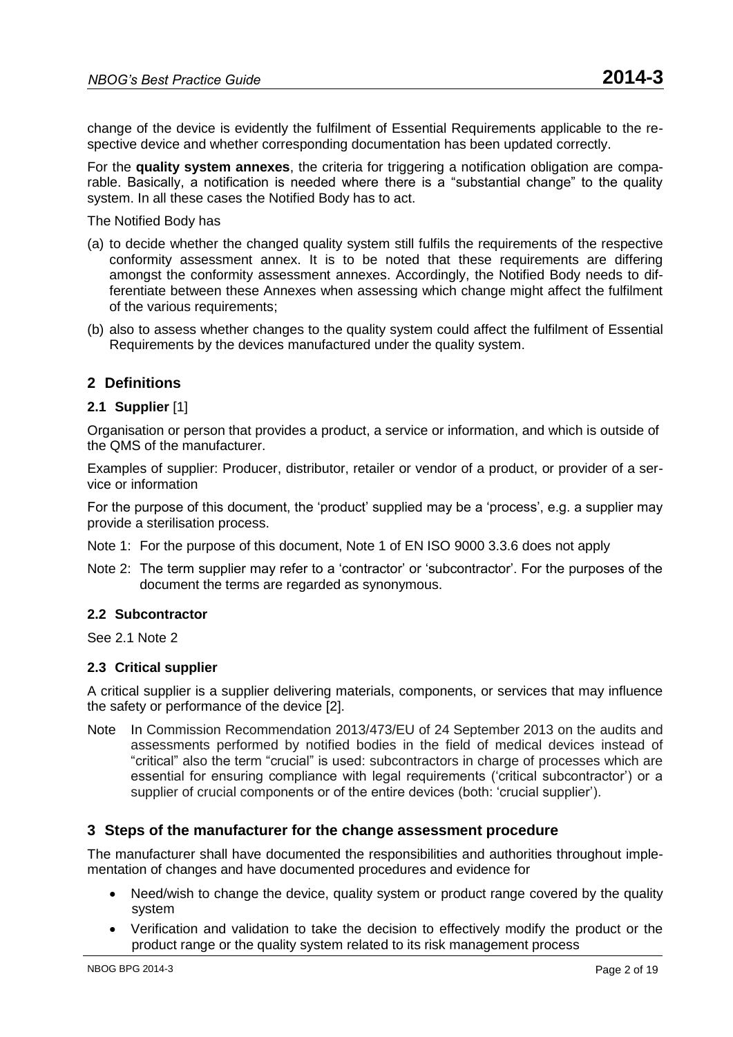change of the device is evidently the fulfilment of Essential Requirements applicable to the respective device and whether corresponding documentation has been updated correctly.

For the **quality system annexes**, the criteria for triggering a notification obligation are comparable. Basically, a notification is needed where there is a "substantial change" to the quality system. In all these cases the Notified Body has to act.

The Notified Body has

(a) to decide whether the changed quality system still fulfils the requirements of the respective conformity assessment annex. It is to be noted that these requirements are differing amongst the conformity assessment annexes. Accordingly, the Notified Body needs to differentiate between these Annexes when assessing which change might affect the fulfilment of the various requirements;

(b) also to assess whether changes to the quality system could affect the fulfilment of Essential Requirements by the devices manufactured under the quality system.

## 2 Definitions

### 2.1 Supplier [1]

Organisation or person that provides a product, a service or information, and which is outside of the QMS of the manufacturer.

Examples of supplier: Producer, distributor, retailer or vendor of a product, or provider of a service or information

For the purpose of this document, the 'product' supplied may be a 'process', e.g. a supplier may provide a sterilisation process.

Note 1: For the purpose of this document, Note 1 of EN ISO 9000 3.3.6 does not apply

Note 2: The term supplier may refer to a 'contractor' or 'subcontractor'. For the purposes of the document the terms are regarded as synonymous.

### 2.2 Subcontractor

See 2.1 Note 2

### 2.3 Critical supplier

A critical supplier is a supplier delivering materials, components, or services that may influence the safety or performance of the device [2].

Note In Commission Recommendation 2013/473/EU of 24 September 2013 on the audits and assessments performed by notified bodies in the field of medical devices instead of "critical" also the term "crucial" is used: subcontractors in charge of processes which are essential for ensuring compliance with legal requirements ('critical subcontractor') or a supplier of crucial components or of the entire devices (both: 'crucial supplier').

## 3 Steps of the manufacturer for the change assessment procedure

The manufacturer shall have documented the responsibilities and authorities throughout implementation of changes and have documented procedures and evidence for

- Need/wish to change the device, quality system or product range covered by the quality system
- Verification and validation to take the decision to effectively modify the product or the product range or the quality system related to its risk management process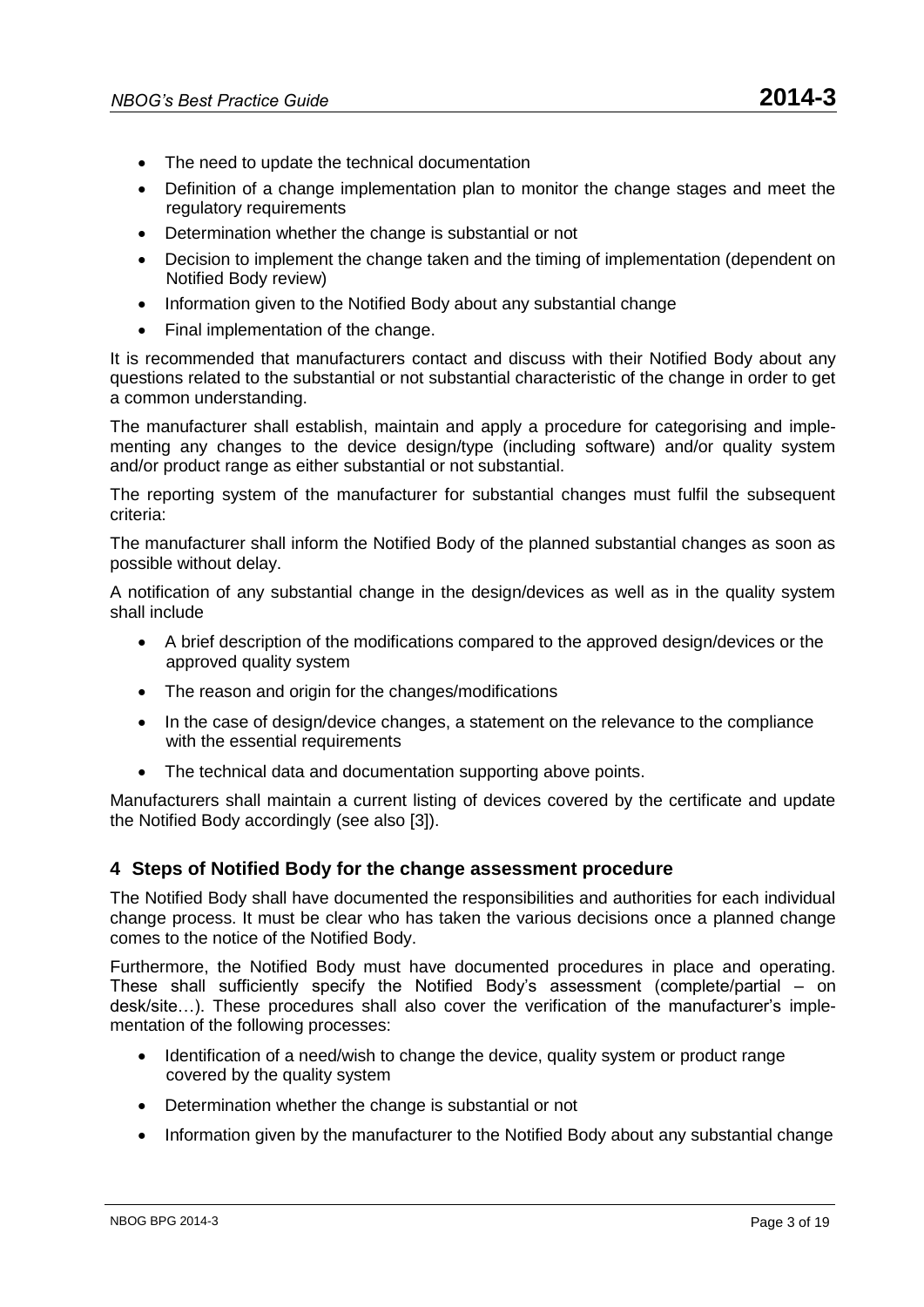- The need to update the technical documentation
- Definition of a change implementation plan to monitor the change stages and meet the regulatory requirements
- Determination whether the change is substantial or not
- Decision to implement the change taken and the timing of implementation (dependent on Notified Body review)
- Information given to the Notified Body about any substantial change
- Final implementation of the change.

It is recommended that manufacturers contact and discuss with their Notified Body about any questions related to the substantial or not substantial characteristic of the change in order to get a common understanding.

The manufacturer shall establish, maintain and apply a procedure for categorising and implementing any changes to the device design/type (including software) and/or quality system and/or product range as either substantial or not substantial.

The reporting system of the manufacturer for substantial changes must fulfil the subsequent criteria:

The manufacturer shall inform the Notified Body of the planned substantial changes as soon as possible without delay.

A notification of any substantial change in the design/devices as well as in the quality system shall include

- A brief description of the modifications compared to the approved design/devices or the approved quality system
- The reason and origin for the changes/modifications
- In the case of design/device changes, a statement on the relevance to the compliance with the essential requirements
- The technical data and documentation supporting above points.

Manufacturers shall maintain a current listing of devices covered by the certificate and update the Notified Body accordingly (see also [3]).

## 4 Steps of Notified Body for the change assessment procedure

The Notified Body shall have documented the responsibilities and authorities for each individual change process. It must be clear who has taken the various decisions once a planned change comes to the notice of the Notified Body.

Furthermore, the Notified Body must have documented procedures in place and operating. These shall sufficiently specify the Notified Body's assessment (complete/partial – on desk/site…). These procedures shall also cover the verification of the manufacturer's implementation of the following processes:

- Identification of a need/wish to change the device, quality system or product range covered by the quality system
- Determination whether the change is substantial or not
- Information given by the manufacturer to the Notified Body about any substantial change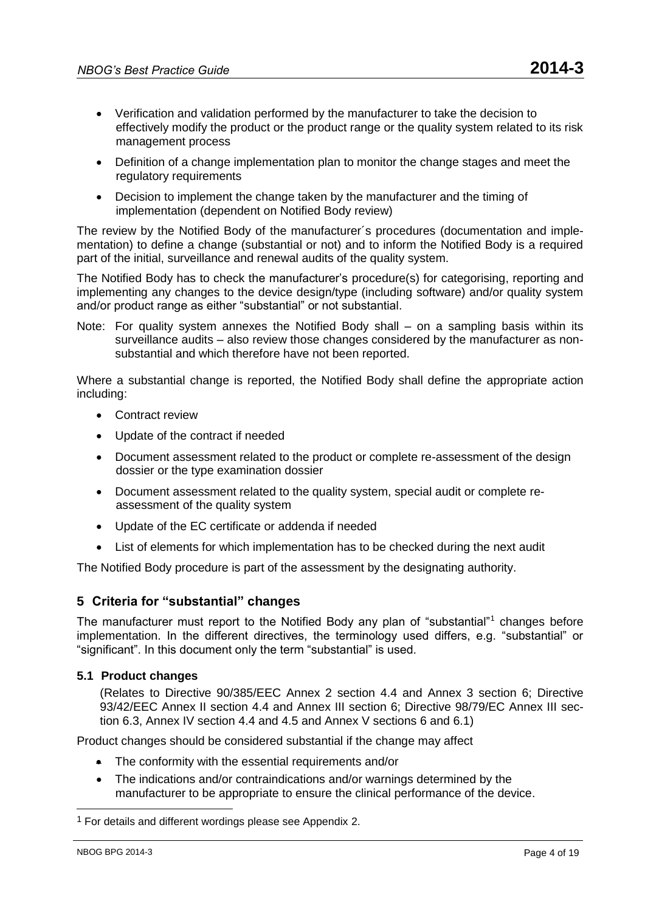- Verification and validation performed by the manufacturer to take the decision to effectively modify the product or the product range or the quality system related to its risk management process
- Definition of a change implementation plan to monitor the change stages and meet the regulatory requirements
- Decision to implement the change taken by the manufacturer and the timing of implementation (dependent on Notified Body review)

The review by the Notified Body of the manufacturer´s procedures (documentation and implementation) to define a change (substantial or not) and to inform the Notified Body is a required part of the initial, surveillance and renewal audits of the quality system.

The Notified Body has to check the manufacturer's procedure(s) for categorising, reporting and implementing any changes to the device design/type (including software) and/or quality system and/or product range as either "substantial" or not substantial.

Note: For quality system annexes the Notified Body shall – on a sampling basis within its surveillance audits – also review those changes considered by the manufacturer as non-substantial and which therefore have not been reported.

Where a substantial change is reported, the Notified Body shall define the appropriate action including:

- Contract review
- Update of the contract if needed
- Document assessment related to the product or complete re-assessment of the design dossier or the type examination dossier
- Document assessment related to the quality system, special audit or complete re-assessment of the quality system
- Update of the EC certificate or addenda if needed
- List of elements for which implementation has to be checked during the next audit

The Notified Body procedure is part of the assessment by the designating authority.

## 5 Criteria for "substantial" changes

The manufacturer must report to the Notified Body any plan of "substantial"[1] changes before implementation. In the different directives, the terminology used differs, e.g. "substantial" or "significant". In this document only the term "substantial" is used.

### 5.1 Product changes

(Relates to Directive 90/385/EEC Annex 2 section 4.4 and Annex 3 section 6; Directive 93/42/EEC Annex II section 4.4 and Annex III section 6; Directive 98/79/EC Annex III section 6.3, Annex IV section 4.4 and 4.5 and Annex V sections 6 and 6.1)

Product changes should be considered substantial if the change may affect

- The conformity with the essential requirements and/or
- The indications and/or contraindications and/or warnings determined by the manufacturer to be appropriate to ensure the clinical performance of the device.

[1] For details and different wordings please see Appendix 2.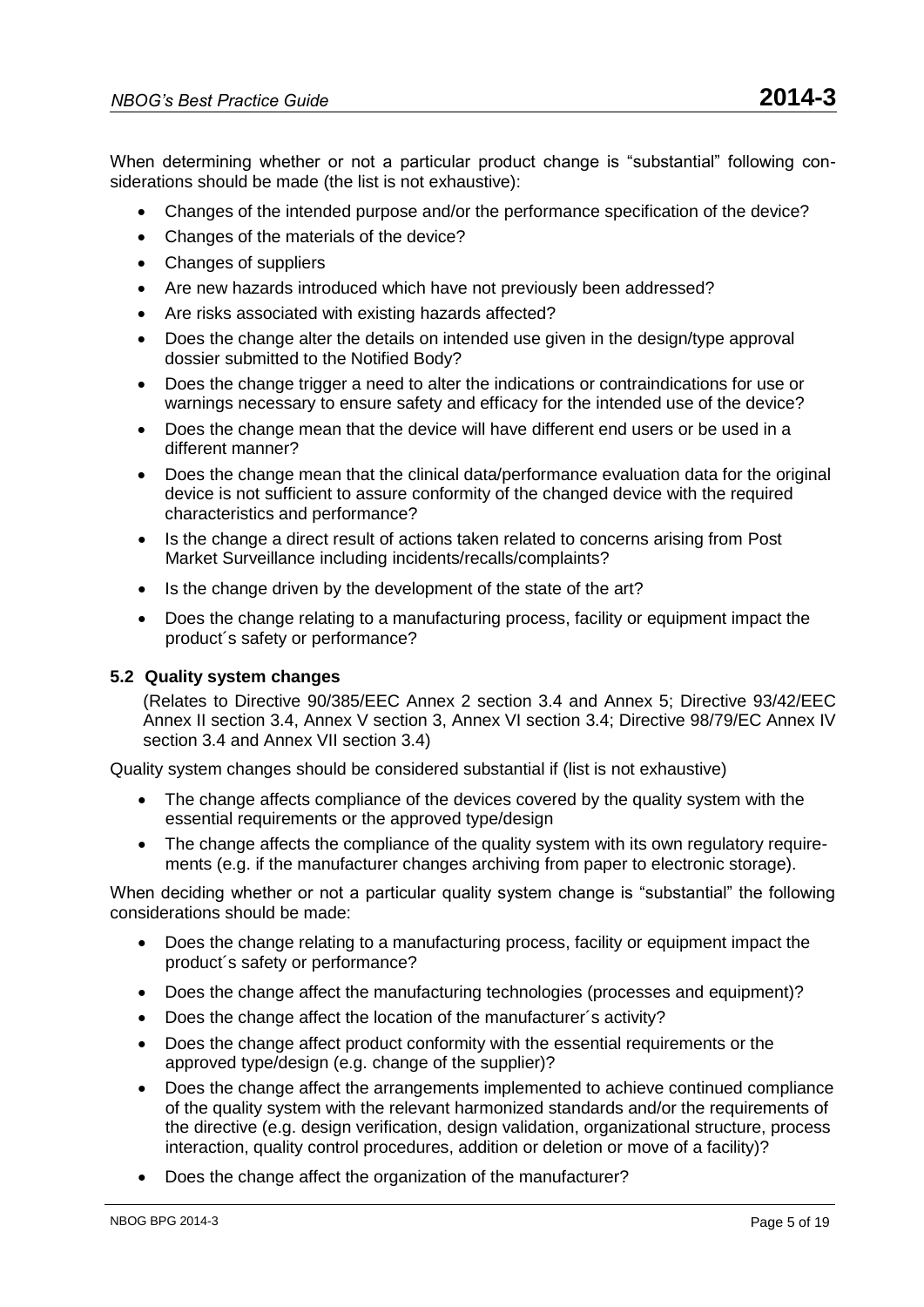When determining whether or not a particular product change is "substantial" following considerations should be made (the list is not exhaustive):

- Changes of the intended purpose and/or the performance specification of the device?
- Changes of the materials of the device?
- Changes of suppliers
- Are new hazards introduced which have not previously been addressed?
- Are risks associated with existing hazards affected?
- Does the change alter the details on intended use given in the design/type approval dossier submitted to the Notified Body?
- Does the change trigger a need to alter the indications or contraindications for use or warnings necessary to ensure safety and efficacy for the intended use of the device?
- Does the change mean that the device will have different end users or be used in a different manner?
- Does the change mean that the clinical data/performance evaluation data for the original device is not sufficient to assure conformity of the changed device with the required characteristics and performance?
- Is the change a direct result of actions taken related to concerns arising from Post Market Surveillance including incidents/recalls/complaints?
- Is the change driven by the development of the state of the art?
- Does the change relating to a manufacturing process, facility or equipment impact the product´s safety or performance?

### 5.2 Quality system changes

(Relates to Directive 90/385/EEC Annex 2 section 3.4 and Annex 5; Directive 93/42/EEC Annex II section 3.4, Annex V section 3, Annex VI section 3.4; Directive 98/79/EC Annex IV section 3.4 and Annex VII section 3.4)

Quality system changes should be considered substantial if (list is not exhaustive)

- The change affects compliance of the devices covered by the quality system with the essential requirements or the approved type/design
- The change affects the compliance of the quality system with its own regulatory requirements (e.g. if the manufacturer changes archiving from paper to electronic storage).

When deciding whether or not a particular quality system change is "substantial" the following considerations should be made:

- Does the change relating to a manufacturing process, facility or equipment impact the product´s safety or performance?
- Does the change affect the manufacturing technologies (processes and equipment)?
- Does the change affect the location of the manufacturer´s activity?
- Does the change affect product conformity with the essential requirements or the approved type/design (e.g. change of the supplier)?
- Does the change affect the arrangements implemented to achieve continued compliance of the quality system with the relevant harmonized standards and/or the requirements of the directive (e.g. design verification, design validation, organizational structure, process interaction, quality control procedures, addition or deletion or move of a facility)?
- Does the change affect the organization of the manufacturer?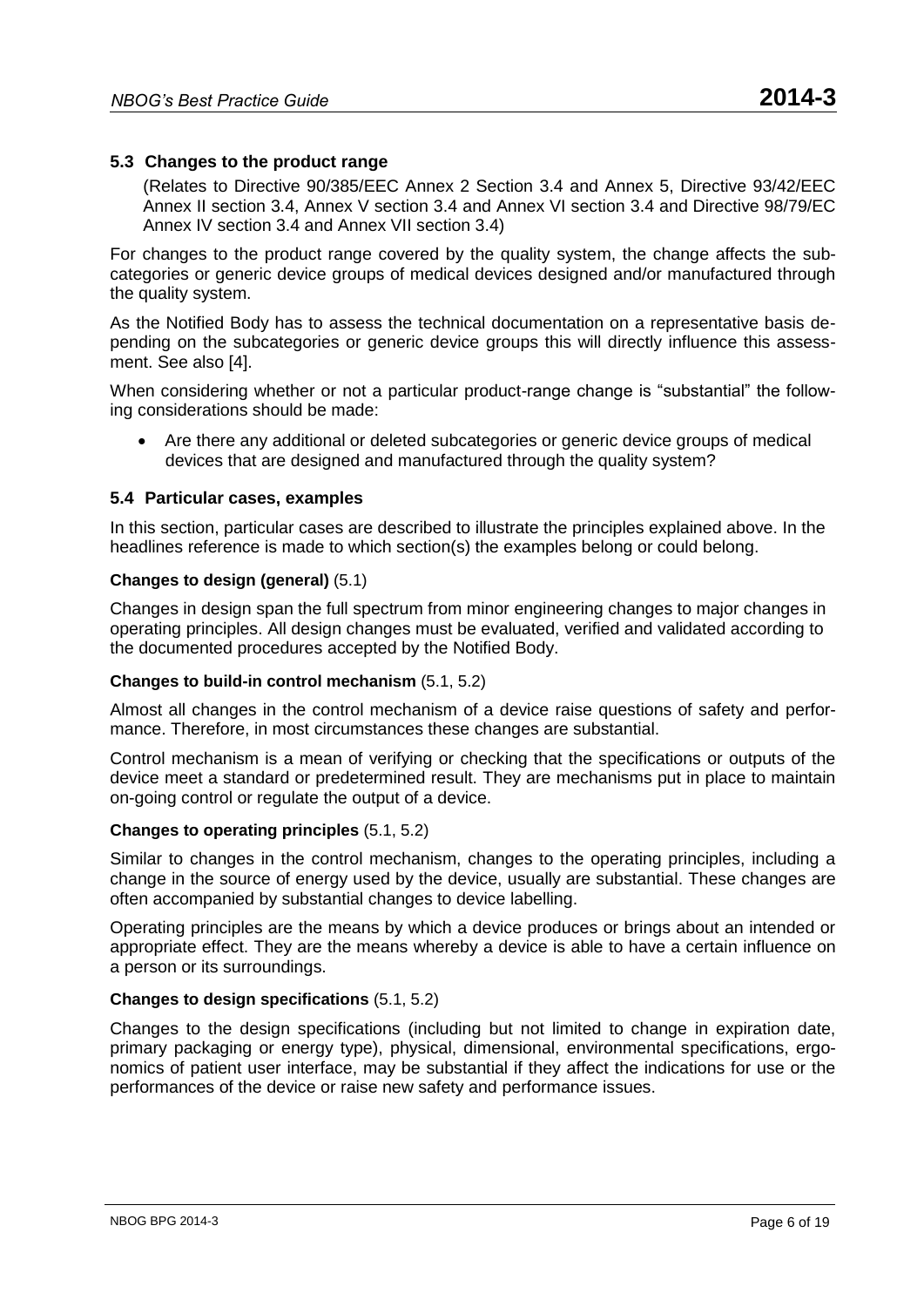## 5.3 Changes to the product range

(Relates to Directive 90/385/EEC Annex 2 Section 3.4 and Annex 5, Directive 93/42/EEC Annex II section 3.4, Annex V section 3.4 and Annex VI section 3.4 and Directive 98/79/EC Annex IV section 3.4 and Annex VII section 3.4)

For changes to the product range covered by the quality system, the change affects the subcategories or generic device groups of medical devices designed and/or manufactured through the quality system.

As the Notified Body has to assess the technical documentation on a representative basis depending on the subcategories or generic device groups this will directly influence this assessment. See also [4].

When considering whether or not a particular product-range change is "substantial" the following considerations should be made:

- Are there any additional or deleted subcategories or generic device groups of medical devices that are designed and manufactured through the quality system?

## 5.4 Particular cases, examples

In this section, particular cases are described to illustrate the principles explained above. In the headlines reference is made to which section(s) the examples belong or could belong.

**Changes to design (general)** (5.1)

Changes in design span the full spectrum from minor engineering changes to major changes in operating principles. All design changes must be evaluated, verified and validated according to the documented procedures accepted by the Notified Body.

**Changes to build-in control mechanism** (5.1, 5.2)

Almost all changes in the control mechanism of a device raise questions of safety and performance. Therefore, in most circumstances these changes are substantial.

Control mechanism is a mean of verifying or checking that the specifications or outputs of the device meet a standard or predetermined result. They are mechanisms put in place to maintain on-going control or regulate the output of a device.

**Changes to operating principles** (5.1, 5.2)

Similar to changes in the control mechanism, changes to the operating principles, including a change in the source of energy used by the device, usually are substantial. These changes are often accompanied by substantial changes to device labelling.

Operating principles are the means by which a device produces or brings about an intended or appropriate effect. They are the means whereby a device is able to have a certain influence on a person or its surroundings.

**Changes to design specifications** (5.1, 5.2)

Changes to the design specifications (including but not limited to change in expiration date, primary packaging or energy type), physical, dimensional, environmental specifications, ergonomics of patient user interface, may be substantial if they affect the indications for use or the performances of the device or raise new safety and performance issues.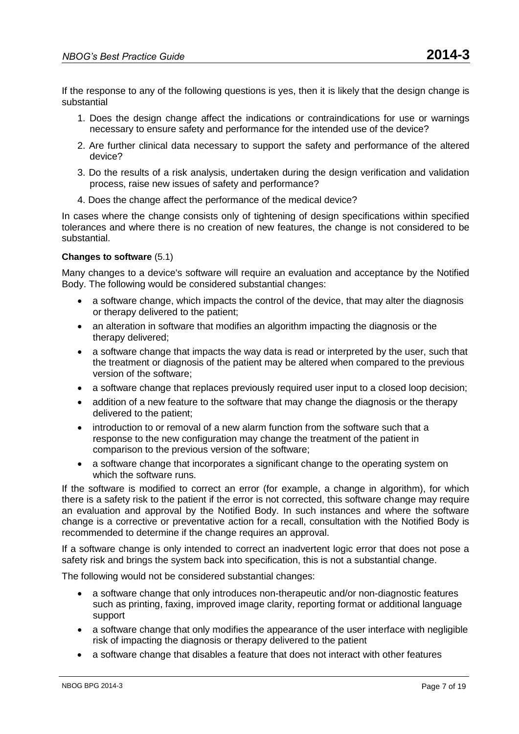If the response to any of the following questions is yes, then it is likely that the design change is substantial

1. Does the design change affect the indications or contraindications for use or warnings necessary to ensure safety and performance for the intended use of the device?
2. Are further clinical data necessary to support the safety and performance of the altered device?
3. Do the results of a risk analysis, undertaken during the design verification and validation process, raise new issues of safety and performance?
4. Does the change affect the performance of the medical device?

In cases where the change consists only of tightening of design specifications within specified tolerances and where there is no creation of new features, the change is not considered to be substantial.

**Changes to software** (5.1)

Many changes to a device's software will require an evaluation and acceptance by the Notified Body. The following would be considered substantial changes:

- a software change, which impacts the control of the device, that may alter the diagnosis or therapy delivered to the patient;
- an alteration in software that modifies an algorithm impacting the diagnosis or the therapy delivered;
- a software change that impacts the way data is read or interpreted by the user, such that the treatment or diagnosis of the patient may be altered when compared to the previous version of the software;
- a software change that replaces previously required user input to a closed loop decision;
- addition of a new feature to the software that may change the diagnosis or the therapy delivered to the patient;
- introduction to or removal of a new alarm function from the software such that a response to the new configuration may change the treatment of the patient in comparison to the previous version of the software;
- a software change that incorporates a significant change to the operating system on which the software runs.

If the software is modified to correct an error (for example, a change in algorithm), for which there is a safety risk to the patient if the error is not corrected, this software change may require an evaluation and approval by the Notified Body. In such instances and where the software change is a corrective or preventative action for a recall, consultation with the Notified Body is recommended to determine if the change requires an approval.

If a software change is only intended to correct an inadvertent logic error that does not pose a safety risk and brings the system back into specification, this is not a substantial change.

The following would not be considered substantial changes:

- a software change that only introduces non-therapeutic and/or non-diagnostic features such as printing, faxing, improved image clarity, reporting format or additional language support
- a software change that only modifies the appearance of the user interface with negligible risk of impacting the diagnosis or therapy delivered to the patient
- a software change that disables a feature that does not interact with other features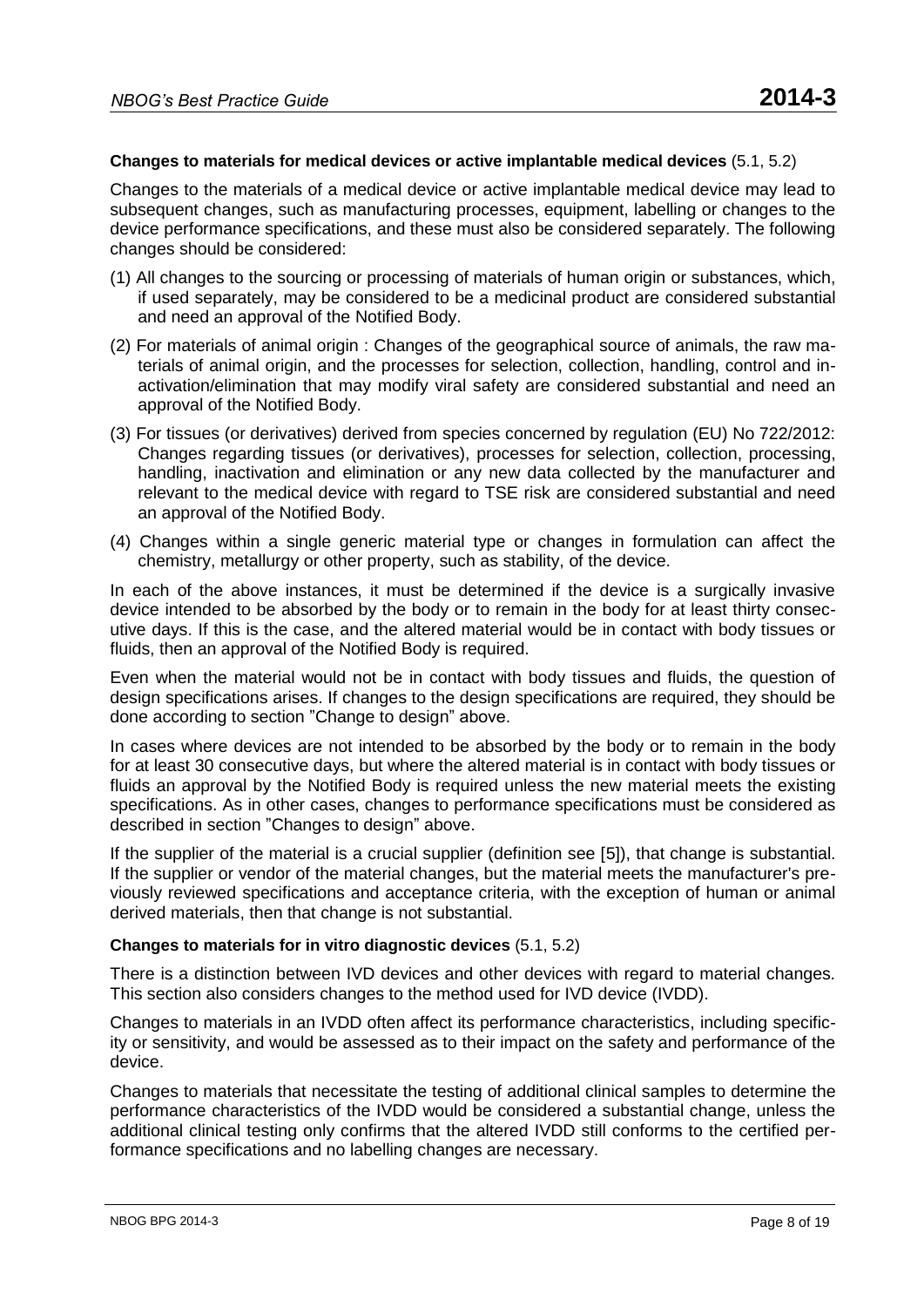**Changes to materials for medical devices or active implantable medical devices** (5.1, 5.2)

Changes to the materials of a medical device or active implantable medical device may lead to subsequent changes, such as manufacturing processes, equipment, labelling or changes to the device performance specifications, and these must also be considered separately. The following changes should be considered:

(1) All changes to the sourcing or processing of materials of human origin or substances, which, if used separately, may be considered to be a medicinal product are considered substantial and need an approval of the Notified Body.

(2) For materials of animal origin : Changes of the geographical source of animals, the raw materials of animal origin, and the processes for selection, collection, handling, control and inactivation/elimination that may modify viral safety are considered substantial and need an approval of the Notified Body.

(3) For tissues (or derivatives) derived from species concerned by regulation (EU) No 722/2012: Changes regarding tissues (or derivatives), processes for selection, collection, processing, handling, inactivation and elimination or any new data collected by the manufacturer and relevant to the medical device with regard to TSE risk are considered substantial and need an approval of the Notified Body.

(4) Changes within a single generic material type or changes in formulation can affect the chemistry, metallurgy or other property, such as stability, of the device.

In each of the above instances, it must be determined if the device is a surgically invasive device intended to be absorbed by the body or to remain in the body for at least thirty consecutive days. If this is the case, and the altered material would be in contact with body tissues or fluids, then an approval of the Notified Body is required.

Even when the material would not be in contact with body tissues and fluids, the question of design specifications arises. If changes to the design specifications are required, they should be done according to section "Change to design" above.

In cases where devices are not intended to be absorbed by the body or to remain in the body for at least 30 consecutive days, but where the altered material is in contact with body tissues or fluids an approval by the Notified Body is required unless the new material meets the existing specifications. As in other cases, changes to performance specifications must be considered as described in section "Changes to design" above.

If the supplier of the material is a crucial supplier (definition see [5]), that change is substantial. If the supplier or vendor of the material changes, but the material meets the manufacturer's previously reviewed specifications and acceptance criteria, with the exception of human or animal derived materials, then that change is not substantial.

**Changes to materials for in vitro diagnostic devices** (5.1, 5.2)

There is a distinction between IVD devices and other devices with regard to material changes. This section also considers changes to the method used for IVD device (IVDD).

Changes to materials in an IVDD often affect its performance characteristics, including specificity or sensitivity, and would be assessed as to their impact on the safety and performance of the device.

Changes to materials that necessitate the testing of additional clinical samples to determine the performance characteristics of the IVDD would be considered a substantial change, unless the additional clinical testing only confirms that the altered IVDD still conforms to the certified performance specifications and no labelling changes are necessary.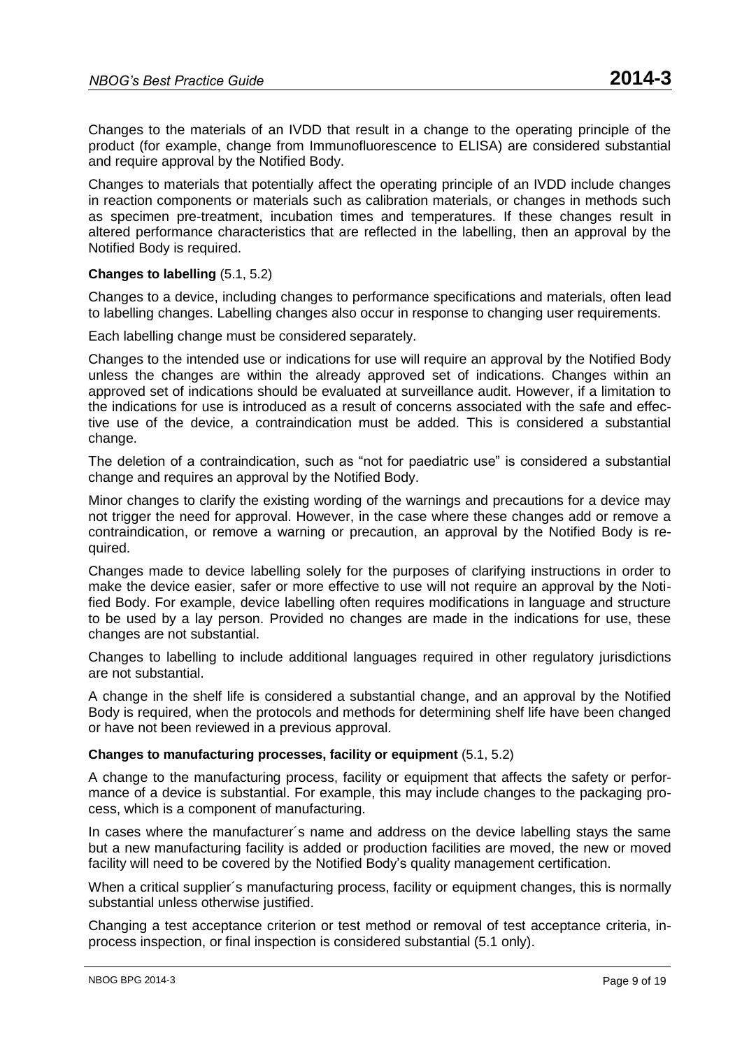Changes to the materials of an IVDD that result in a change to the operating principle of the product (for example, change from Immunofluorescence to ELISA) are considered substantial and require approval by the Notified Body.

Changes to materials that potentially affect the operating principle of an IVDD include changes in reaction components or materials such as calibration materials, or changes in methods such as specimen pre-treatment, incubation times and temperatures. If these changes result in altered performance characteristics that are reflected in the labelling, then an approval by the Notified Body is required.

**Changes to labelling** (5.1, 5.2)

Changes to a device, including changes to performance specifications and materials, often lead to labelling changes. Labelling changes also occur in response to changing user requirements.

Each labelling change must be considered separately.

Changes to the intended use or indications for use will require an approval by the Notified Body unless the changes are within the already approved set of indications. Changes within an approved set of indications should be evaluated at surveillance audit. However, if a limitation to the indications for use is introduced as a result of concerns associated with the safe and effective use of the device, a contraindication must be added. This is considered a substantial change.

The deletion of a contraindication, such as "not for paediatric use" is considered a substantial change and requires an approval by the Notified Body.

Minor changes to clarify the existing wording of the warnings and precautions for a device may not trigger the need for approval. However, in the case where these changes add or remove a contraindication, or remove a warning or precaution, an approval by the Notified Body is required.

Changes made to device labelling solely for the purposes of clarifying instructions in order to make the device easier, safer or more effective to use will not require an approval by the Notified Body. For example, device labelling often requires modifications in language and structure to be used by a lay person. Provided no changes are made in the indications for use, these changes are not substantial.

Changes to labelling to include additional languages required in other regulatory jurisdictions are not substantial.

A change in the shelf life is considered a substantial change, and an approval by the Notified Body is required, when the protocols and methods for determining shelf life have been changed or have not been reviewed in a previous approval.

**Changes to manufacturing processes, facility or equipment** (5.1, 5.2)

A change to the manufacturing process, facility or equipment that affects the safety or performance of a device is substantial. For example, this may include changes to the packaging process, which is a component of manufacturing.

In cases where the manufacturer´s name and address on the device labelling stays the same but a new manufacturing facility is added or production facilities are moved, the new or moved facility will need to be covered by the Notified Body's quality management certification.

When a critical supplier´s manufacturing process, facility or equipment changes, this is normally substantial unless otherwise justified.

Changing a test acceptance criterion or test method or removal of test acceptance criteria, in-process inspection, or final inspection is considered substantial (5.1 only).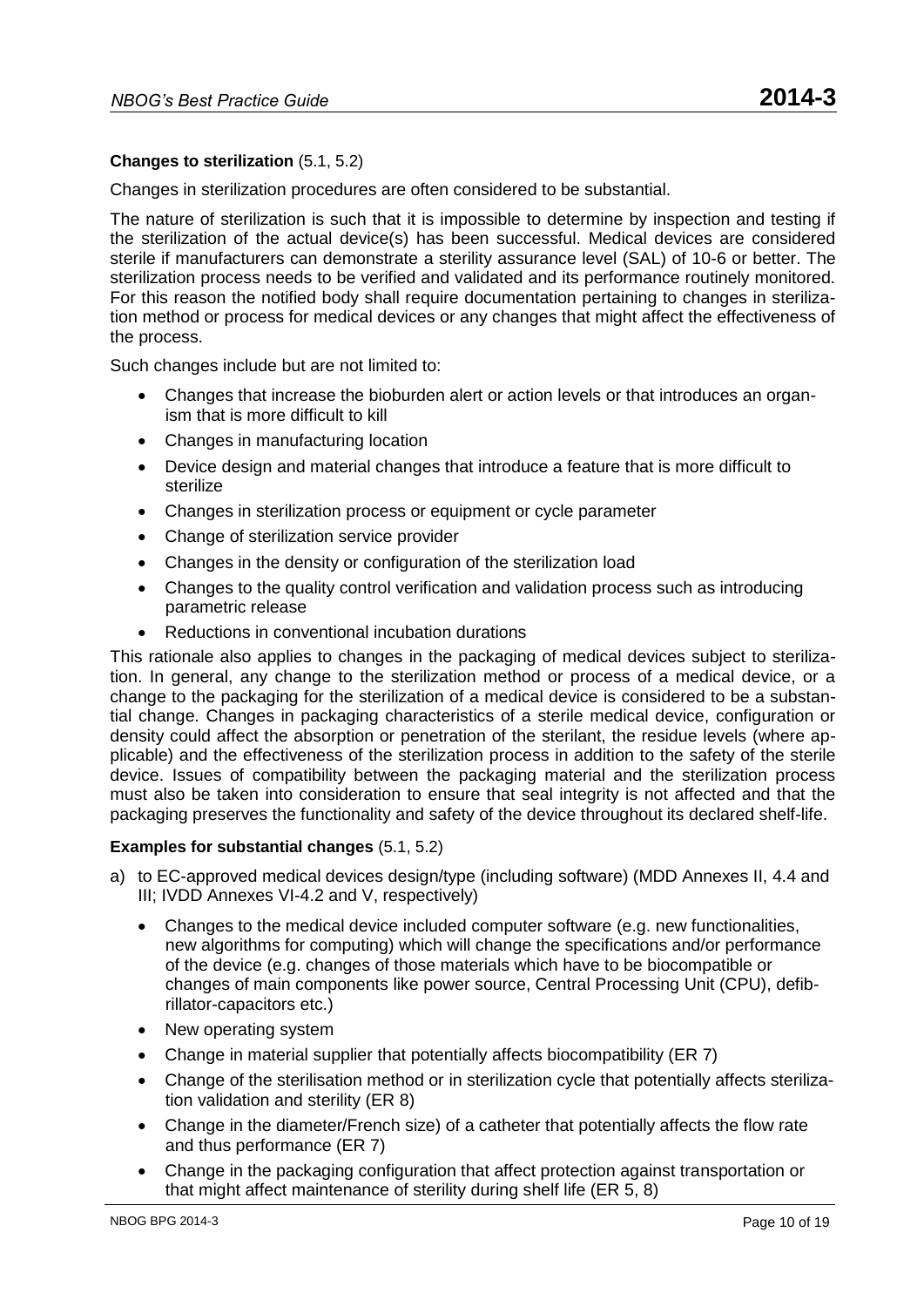**Changes to sterilization** (5.1, 5.2)

Changes in sterilization procedures are often considered to be substantial.

The nature of sterilization is such that it is impossible to determine by inspection and testing if the sterilization of the actual device(s) has been successful. Medical devices are considered sterile if manufacturers can demonstrate a sterility assurance level (SAL) of 10-6 or better. The sterilization process needs to be verified and validated and its performance routinely monitored. For this reason the notified body shall require documentation pertaining to changes in sterilization method or process for medical devices or any changes that might affect the effectiveness of the process.

Such changes include but are not limited to:

- Changes that increase the bioburden alert or action levels or that introduces an organism that is more difficult to kill
- Changes in manufacturing location
- Device design and material changes that introduce a feature that is more difficult to sterilize
- Changes in sterilization process or equipment or cycle parameter
- Change of sterilization service provider
- Changes in the density or configuration of the sterilization load
- Changes to the quality control verification and validation process such as introducing parametric release
- Reductions in conventional incubation durations

This rationale also applies to changes in the packaging of medical devices subject to sterilization. In general, any change to the sterilization method or process of a medical device, or a change to the packaging for the sterilization of a medical device is considered to be a substantial change. Changes in packaging characteristics of a sterile medical device, configuration or density could affect the absorption or penetration of the sterilant, the residue levels (where applicable) and the effectiveness of the sterilization process in addition to the safety of the sterile device. Issues of compatibility between the packaging material and the sterilization process must also be taken into consideration to ensure that seal integrity is not affected and that the packaging preserves the functionality and safety of the device throughout its declared shelf-life.

**Examples for substantial changes** (5.1, 5.2)

a) to EC-approved medical devices design/type (including software) (MDD Annexes II, 4.4 and III; IVDD Annexes VI-4.2 and V, respectively)

   - Changes to the medical device included computer software (e.g. new functionalities, new algorithms for computing) which will change the specifications and/or performance of the device (e.g. changes of those materials which have to be biocompatible or changes of main components like power source, Central Processing Unit (CPU), defibrillator-capacitors etc.)
   - New operating system
   - Change in material supplier that potentially affects biocompatibility (ER 7)
   - Change of the sterilisation method or in sterilization cycle that potentially affects sterilization validation and sterility (ER 8)
   - Change in the diameter/French size) of a catheter that potentially affects the flow rate and thus performance (ER 7)
   - Change in the packaging configuration that affect protection against transportation or that might affect maintenance of sterility during shelf life (ER 5, 8)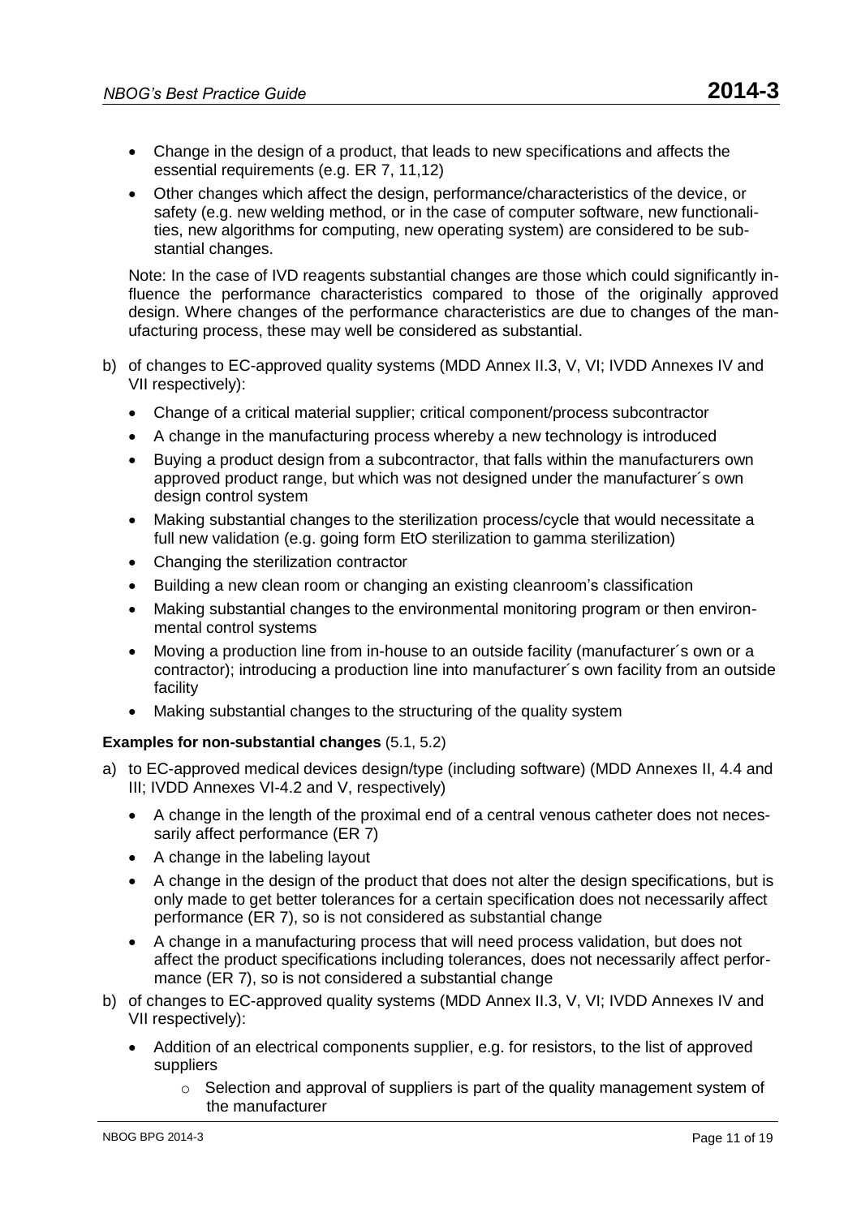- Change in the design of a product, that leads to new specifications and affects the essential requirements (e.g. ER 7, 11,12)
- Other changes which affect the design, performance/characteristics of the device, or safety (e.g. new welding method, or in the case of computer software, new functionalities, new algorithms for computing, new operating system) are considered to be substantial changes.

Note: In the case of IVD reagents substantial changes are those which could significantly influence the performance characteristics compared to those of the originally approved design. Where changes of the performance characteristics are due to changes of the manufacturing process, these may well be considered as substantial.

b) of changes to EC-approved quality systems (MDD Annex II.3, V, VI; IVDD Annexes IV and VII respectively):

- Change of a critical material supplier; critical component/process subcontractor
- A change in the manufacturing process whereby a new technology is introduced
- Buying a product design from a subcontractor, that falls within the manufacturers own approved product range, but which was not designed under the manufacturer´s own design control system
- Making substantial changes to the sterilization process/cycle that would necessitate a full new validation (e.g. going form EtO sterilization to gamma sterilization)
- Changing the sterilization contractor
- Building a new clean room or changing an existing cleanroom's classification
- Making substantial changes to the environmental monitoring program or then environmental control systems
- Moving a production line from in-house to an outside facility (manufacturer´s own or a contractor); introducing a production line into manufacturer´s own facility from an outside facility
- Making substantial changes to the structuring of the quality system

**Examples for non-substantial changes** (5.1, 5.2)

a) to EC-approved medical devices design/type (including software) (MDD Annexes II, 4.4 and III; IVDD Annexes VI-4.2 and V, respectively)

- A change in the length of the proximal end of a central venous catheter does not necessarily affect performance (ER 7)
- A change in the labeling layout
- A change in the design of the product that does not alter the design specifications, but is only made to get better tolerances for a certain specification does not necessarily affect performance (ER 7), so is not considered as substantial change
- A change in a manufacturing process that will need process validation, but does not affect the product specifications including tolerances, does not necessarily affect performance (ER 7), so is not considered a substantial change

b) of changes to EC-approved quality systems (MDD Annex II.3, V, VI; IVDD Annexes IV and VII respectively):

- Addition of an electrical components supplier, e.g. for resistors, to the list of approved suppliers
  - Selection and approval of suppliers is part of the quality management system of the manufacturer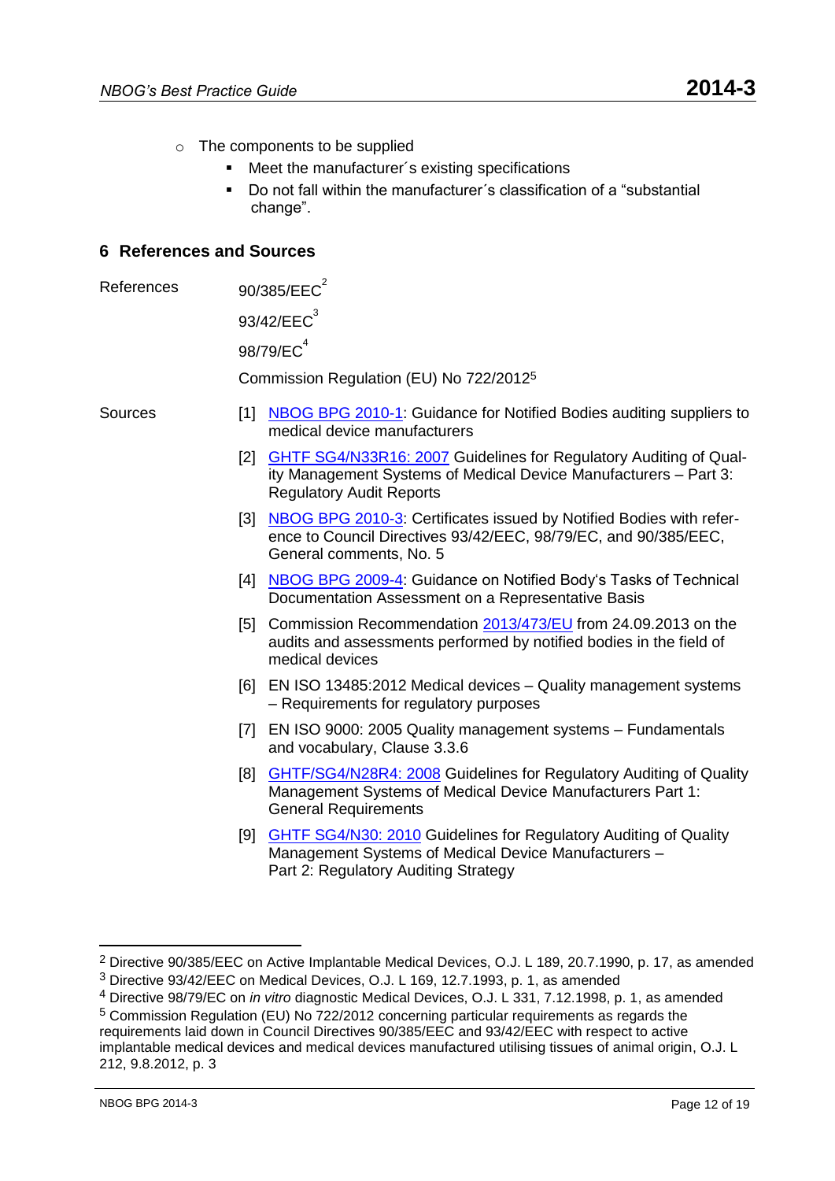- The components to be supplied
  - Meet the manufacturer´s existing specifications
  - Do not fall within the manufacturer´s classification of a "substantial change".

## 6 References and Sources

References

90/385/EEC[2]

93/42/EEC[3]

98/79/EC[4]

Commission Regulation (EU) No 722/2012[5]

Sources

[1] NBOG BPG 2010-1: Guidance for Notified Bodies auditing suppliers to medical device manufacturers

[2] GHTF SG4/N33R16: 2007 Guidelines for Regulatory Auditing of Quality Management Systems of Medical Device Manufacturers – Part 3: Regulatory Audit Reports

[3] NBOG BPG 2010-3: Certificates issued by Notified Bodies with reference to Council Directives 93/42/EEC, 98/79/EC, and 90/385/EEC, General comments, No. 5

[4] NBOG BPG 2009-4: Guidance on Notified Body's Tasks of Technical Documentation Assessment on a Representative Basis

[5] Commission Recommendation 2013/473/EU from 24.09.2013 on the audits and assessments performed by notified bodies in the field of medical devices

[6] EN ISO 13485:2012 Medical devices – Quality management systems – Requirements for regulatory purposes

[7] EN ISO 9000: 2005 Quality management systems – Fundamentals and vocabulary, Clause 3.3.6

[8] GHTF/SG4/N28R4: 2008 Guidelines for Regulatory Auditing of Quality Management Systems of Medical Device Manufacturers Part 1: General Requirements

[9] GHTF SG4/N30: 2010 Guidelines for Regulatory Auditing of Quality Management Systems of Medical Device Manufacturers – Part 2: Regulatory Auditing Strategy

---

[2] Directive 90/385/EEC on Active Implantable Medical Devices, O.J. L 189, 20.7.1990, p. 17, as amended

[3] Directive 93/42/EEC on Medical Devices, O.J. L 169, 12.7.1993, p. 1, as amended

[4] Directive 98/79/EC on *in vitro* diagnostic Medical Devices, O.J. L 331, 7.12.1998, p. 1, as amended

[5] Commission Regulation (EU) No 722/2012 concerning particular requirements as regards the requirements laid down in Council Directives 90/385/EEC and 93/42/EEC with respect to active implantable medical devices and medical devices manufactured utilising tissues of animal origin, O.J. L 212, 9.8.2012, p. 3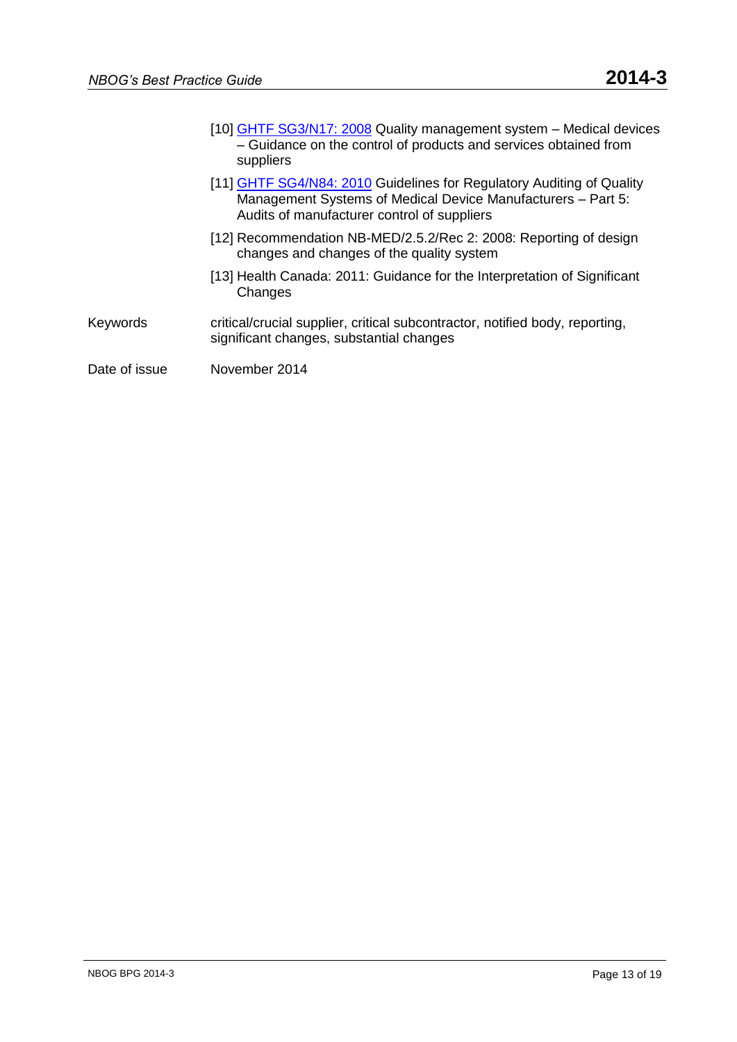[10] GHTF SG3/N17: 2008 Quality management system – Medical devices – Guidance on the control of products and services obtained from suppliers

[11] GHTF SG4/N84: 2010 Guidelines for Regulatory Auditing of Quality Management Systems of Medical Device Manufacturers – Part 5: Audits of manufacturer control of suppliers

[12] Recommendation NB-MED/2.5.2/Rec 2: 2008: Reporting of design changes and changes of the quality system

[13] Health Canada: 2011: Guidance for the Interpretation of Significant Changes

| | |
|---|---|
| Keywords | critical/crucial supplier, critical subcontractor, notified body, reporting, significant changes, substantial changes |
| Date of issue | November 2014 |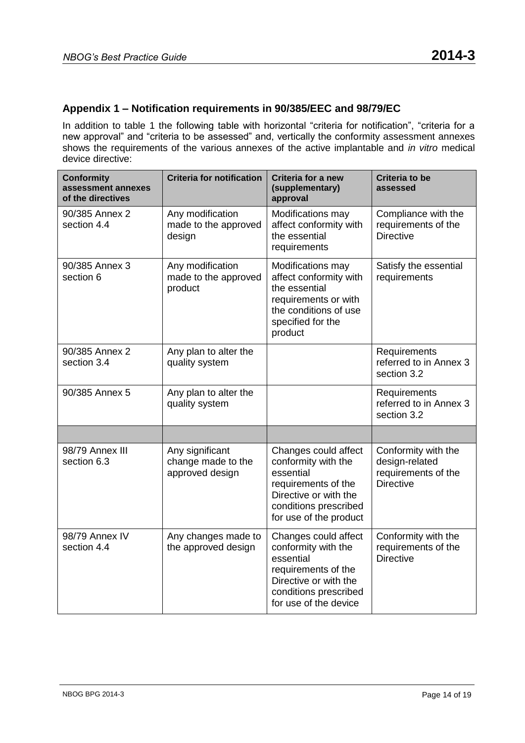## Appendix 1 – Notification requirements in 90/385/EEC and 98/79/EC

In addition to table 1 the following table with horizontal "criteria for notification", "criteria for a new approval" and "criteria to be assessed" and, vertically the conformity assessment annexes shows the requirements of the various annexes of the active implantable and *in vitro* medical device directive:

| Conformity assessment annexes of the directives | Criteria for notification | Criteria for a new (supplementary) approval | Criteria to be assessed |
|---|---|---|---|
| 90/385 Annex 2 section 4.4 | Any modification made to the approved design | Modifications may affect conformity with the essential requirements | Compliance with the requirements of the Directive |
| 90/385 Annex 3 section 6 | Any modification made to the approved product | Modifications may affect conformity with the essential requirements or with the conditions of use specified for the product | Satisfy the essential requirements |
| 90/385 Annex 2 section 3.4 | Any plan to alter the quality system | | Requirements referred to in Annex 3 section 3.2 |
| 90/385 Annex 5 | Any plan to alter the quality system | | Requirements referred to in Annex 3 section 3.2 |
| | | | |
| 98/79 Annex III section 6.3 | Any significant change made to the approved design | Changes could affect conformity with the essential requirements of the Directive or with the conditions prescribed for use of the product | Conformity with the design-related requirements of the Directive |
| 98/79 Annex IV section 4.4 | Any changes made to the approved design | Changes could affect conformity with the essential requirements of the Directive or with the conditions prescribed for use of the device | Conformity with the requirements of the Directive |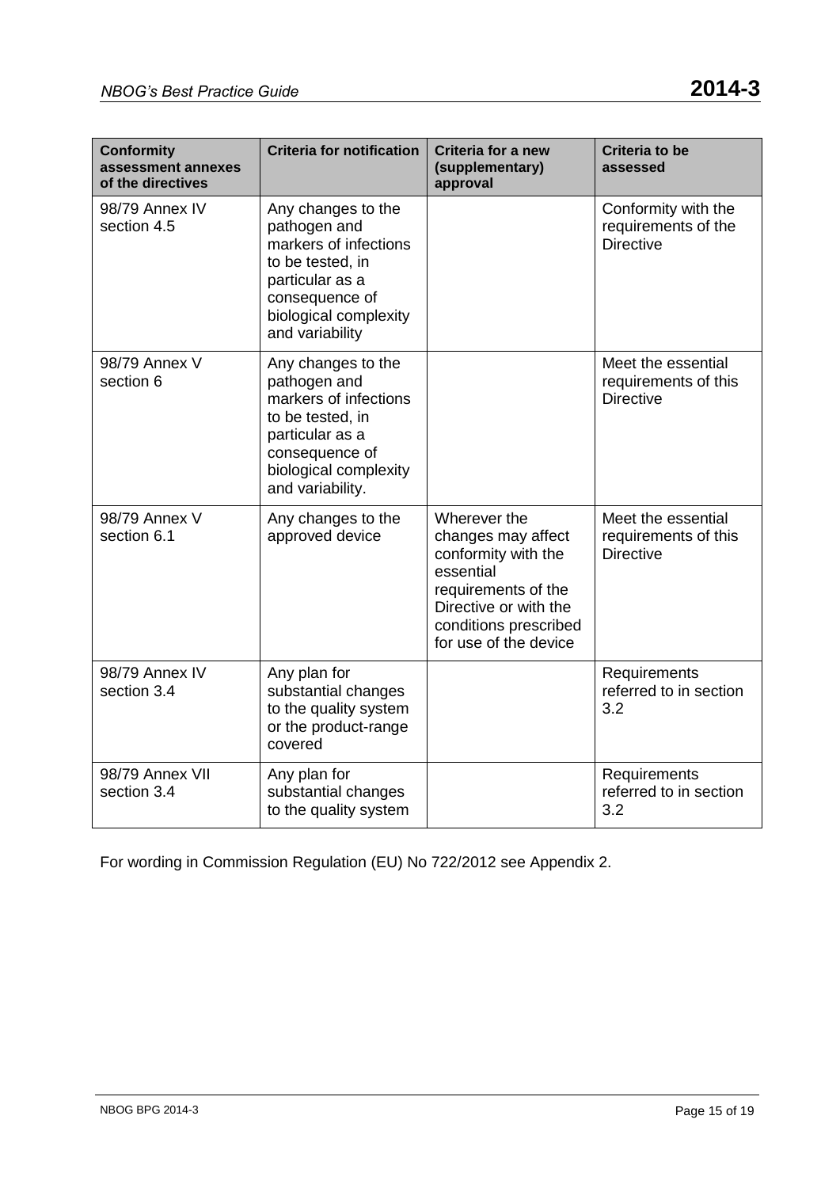| Conformity assessment annexes of the directives | Criteria for notification | Criteria for a new (supplementary) approval | Criteria to be assessed |
| --- | --- | --- | --- |
| 98/79 Annex IV section 4.5 | Any changes to the pathogen and markers of infections to be tested, in particular as a consequence of biological complexity and variability | | Conformity with the requirements of the Directive |
| 98/79 Annex V section 6 | Any changes to the pathogen and markers of infections to be tested, in particular as a consequence of biological complexity and variability. | | Meet the essential requirements of this Directive |
| 98/79 Annex V section 6.1 | Any changes to the approved device | Wherever the changes may affect conformity with the essential requirements of the Directive or with the conditions prescribed for use of the device | Meet the essential requirements of this Directive |
| 98/79 Annex IV section 3.4 | Any plan for substantial changes to the quality system or the product-range covered | | Requirements referred to in section 3.2 |
| 98/79 Annex VII section 3.4 | Any plan for substantial changes to the quality system | | Requirements referred to in section 3.2 |

For wording in Commission Regulation (EU) No 722/2012 see Appendix 2.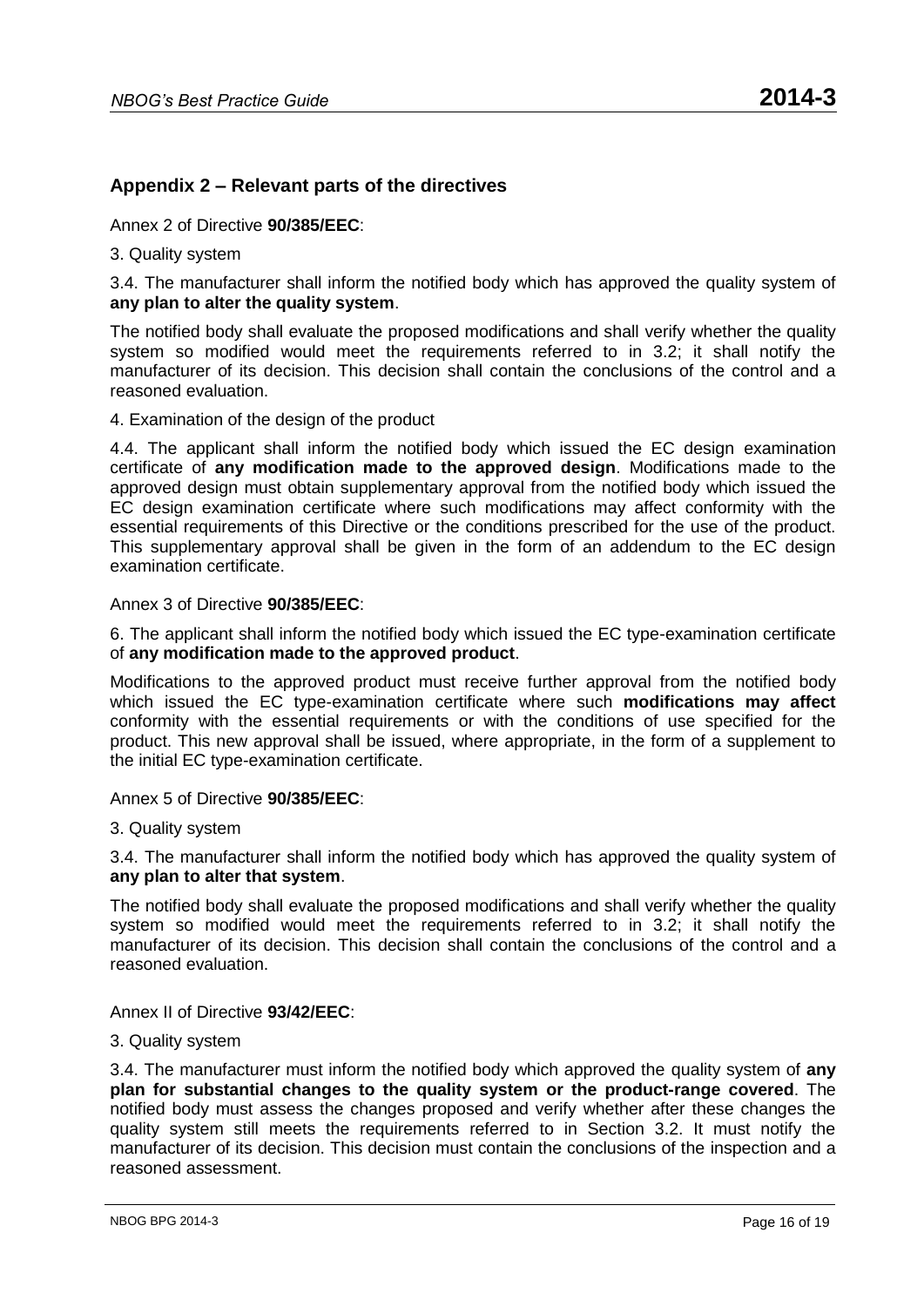## Appendix 2 – Relevant parts of the directives

Annex 2 of Directive **90/385/EEC**:

3. Quality system

3.4. The manufacturer shall inform the notified body which has approved the quality system of **any plan to alter the quality system**.

The notified body shall evaluate the proposed modifications and shall verify whether the quality system so modified would meet the requirements referred to in 3.2; it shall notify the manufacturer of its decision. This decision shall contain the conclusions of the control and a reasoned evaluation.

4. Examination of the design of the product

4.4. The applicant shall inform the notified body which issued the EC design examination certificate of **any modification made to the approved design**. Modifications made to the approved design must obtain supplementary approval from the notified body which issued the EC design examination certificate where such modifications may affect conformity with the essential requirements of this Directive or the conditions prescribed for the use of the product. This supplementary approval shall be given in the form of an addendum to the EC design examination certificate.

Annex 3 of Directive **90/385/EEC**:

6. The applicant shall inform the notified body which issued the EC type-examination certificate of **any modification made to the approved product**.

Modifications to the approved product must receive further approval from the notified body which issued the EC type-examination certificate where such **modifications may affect** conformity with the essential requirements or with the conditions of use specified for the product. This new approval shall be issued, where appropriate, in the form of a supplement to the initial EC type-examination certificate.

Annex 5 of Directive **90/385/EEC**:

3. Quality system

3.4. The manufacturer shall inform the notified body which has approved the quality system of **any plan to alter that system**.

The notified body shall evaluate the proposed modifications and shall verify whether the quality system so modified would meet the requirements referred to in 3.2; it shall notify the manufacturer of its decision. This decision shall contain the conclusions of the control and a reasoned evaluation.

Annex II of Directive **93/42/EEC**:

3. Quality system

3.4. The manufacturer must inform the notified body which approved the quality system of **any plan for substantial changes to the quality system or the product-range covered**. The notified body must assess the changes proposed and verify whether after these changes the quality system still meets the requirements referred to in Section 3.2. It must notify the manufacturer of its decision. This decision must contain the conclusions of the inspection and a reasoned assessment.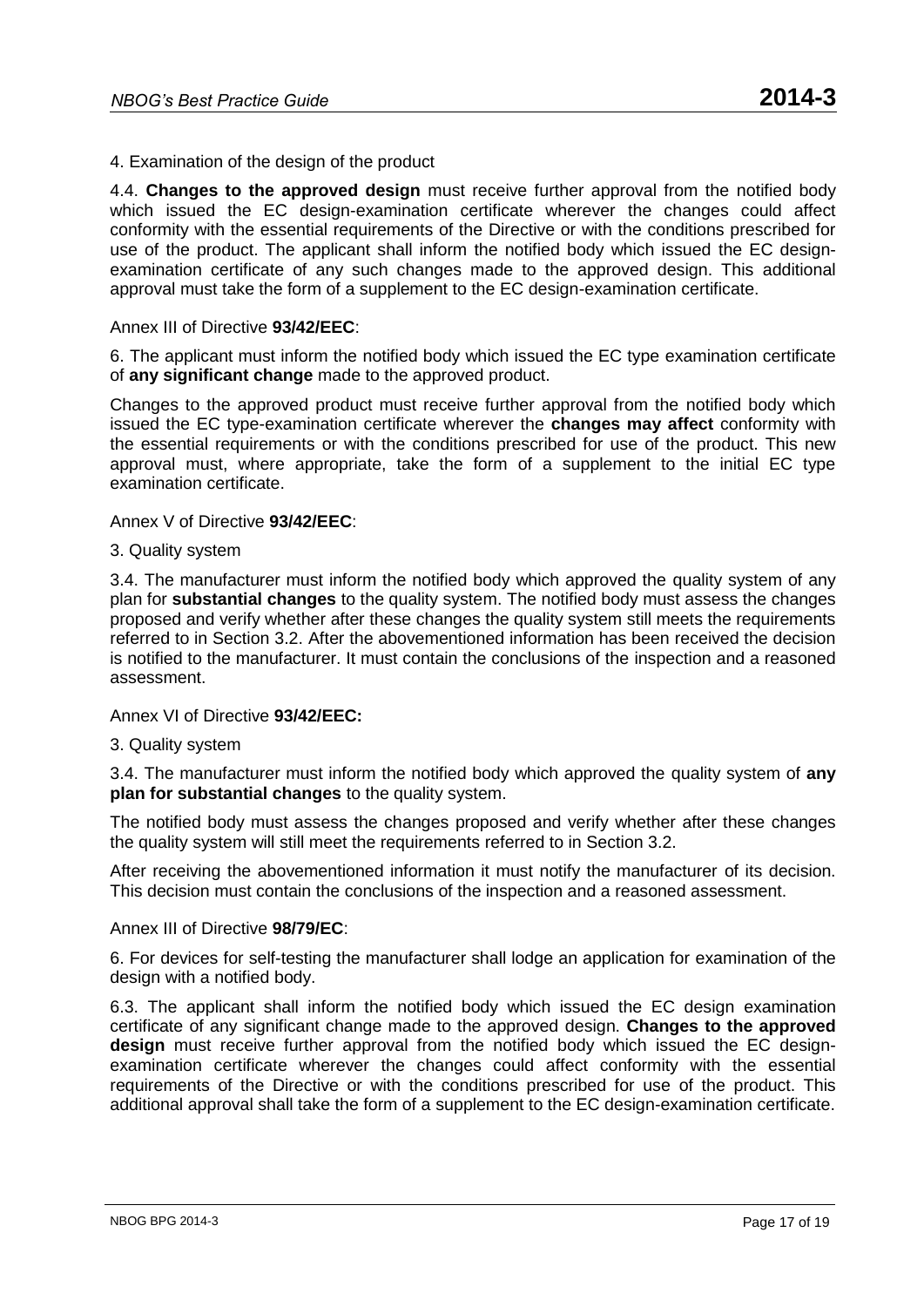4. Examination of the design of the product

4.4. **Changes to the approved design** must receive further approval from the notified body which issued the EC design-examination certificate wherever the changes could affect conformity with the essential requirements of the Directive or with the conditions prescribed for use of the product. The applicant shall inform the notified body which issued the EC design-examination certificate of any such changes made to the approved design. This additional approval must take the form of a supplement to the EC design-examination certificate.

Annex III of Directive **93/42/EEC**:

6. The applicant must inform the notified body which issued the EC type examination certificate of **any significant change** made to the approved product.

Changes to the approved product must receive further approval from the notified body which issued the EC type-examination certificate wherever the **changes may affect** conformity with the essential requirements or with the conditions prescribed for use of the product. This new approval must, where appropriate, take the form of a supplement to the initial EC type examination certificate.

Annex V of Directive **93/42/EEC**:

3. Quality system

3.4. The manufacturer must inform the notified body which approved the quality system of any plan for **substantial changes** to the quality system. The notified body must assess the changes proposed and verify whether after these changes the quality system still meets the requirements referred to in Section 3.2. After the abovementioned information has been received the decision is notified to the manufacturer. It must contain the conclusions of the inspection and a reasoned assessment.

Annex VI of Directive **93/42/EEC:**

3. Quality system

3.4. The manufacturer must inform the notified body which approved the quality system of **any plan for substantial changes** to the quality system.

The notified body must assess the changes proposed and verify whether after these changes the quality system will still meet the requirements referred to in Section 3.2.

After receiving the abovementioned information it must notify the manufacturer of its decision. This decision must contain the conclusions of the inspection and a reasoned assessment.

Annex III of Directive **98/79/EC**:

6. For devices for self-testing the manufacturer shall lodge an application for examination of the design with a notified body.

6.3. The applicant shall inform the notified body which issued the EC design examination certificate of any significant change made to the approved design. **Changes to the approved design** must receive further approval from the notified body which issued the EC design-examination certificate wherever the changes could affect conformity with the essential requirements of the Directive or with the conditions prescribed for use of the product. This additional approval shall take the form of a supplement to the EC design-examination certificate.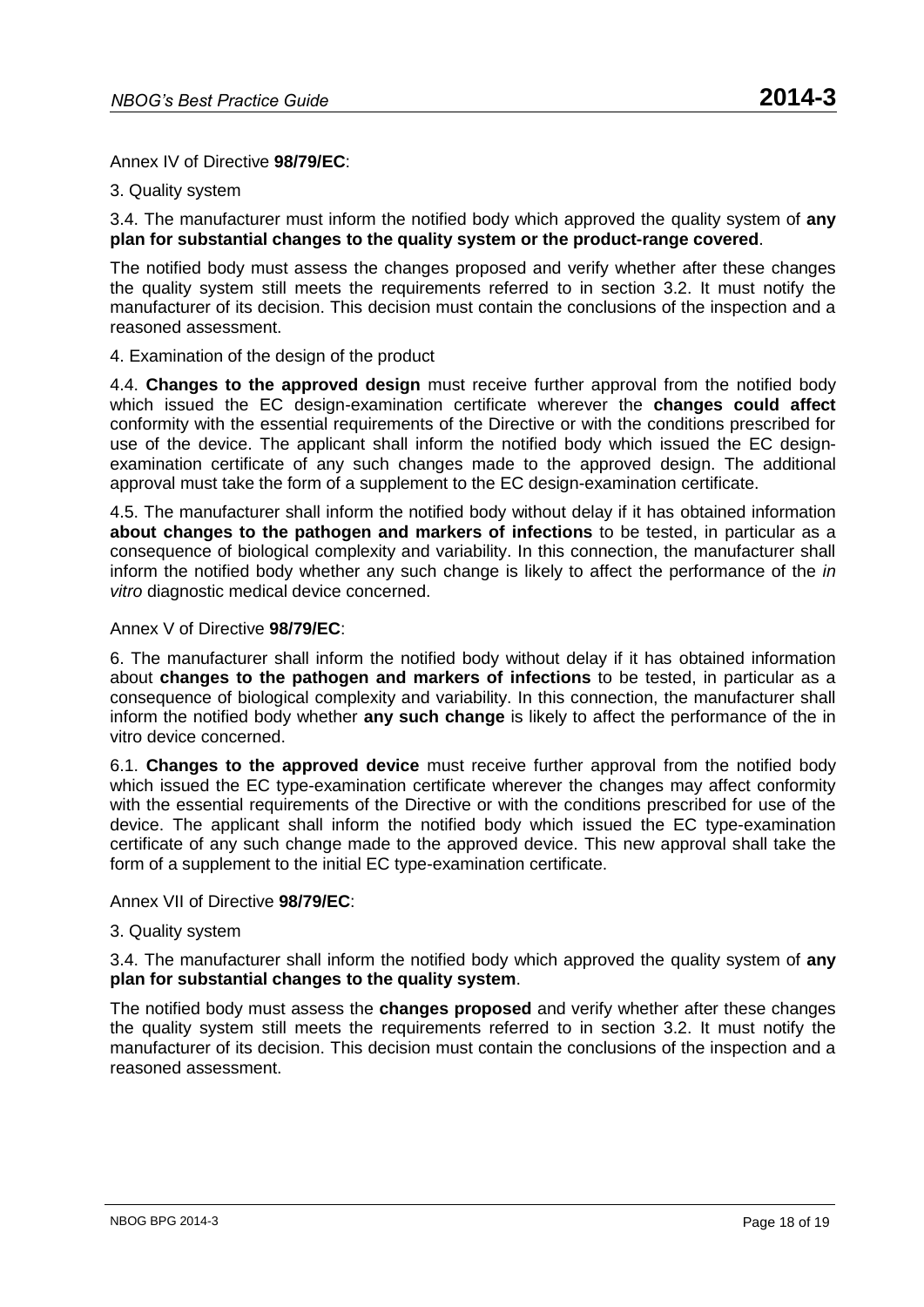Annex IV of Directive **98/79/EC**:

3. Quality system

3.4. The manufacturer must inform the notified body which approved the quality system of **any plan for substantial changes to the quality system or the product-range covered**.

The notified body must assess the changes proposed and verify whether after these changes the quality system still meets the requirements referred to in section 3.2. It must notify the manufacturer of its decision. This decision must contain the conclusions of the inspection and a reasoned assessment.

4. Examination of the design of the product

4.4. **Changes to the approved design** must receive further approval from the notified body which issued the EC design-examination certificate wherever the **changes could affect** conformity with the essential requirements of the Directive or with the conditions prescribed for use of the device. The applicant shall inform the notified body which issued the EC design-examination certificate of any such changes made to the approved design. The additional approval must take the form of a supplement to the EC design-examination certificate.

4.5. The manufacturer shall inform the notified body without delay if it has obtained information **about changes to the pathogen and markers of infections** to be tested, in particular as a consequence of biological complexity and variability. In this connection, the manufacturer shall inform the notified body whether any such change is likely to affect the performance of the *in vitro* diagnostic medical device concerned.

Annex V of Directive **98/79/EC**:

6. The manufacturer shall inform the notified body without delay if it has obtained information about **changes to the pathogen and markers of infections** to be tested, in particular as a consequence of biological complexity and variability. In this connection, the manufacturer shall inform the notified body whether **any such change** is likely to affect the performance of the in vitro device concerned.

6.1. **Changes to the approved device** must receive further approval from the notified body which issued the EC type-examination certificate wherever the changes may affect conformity with the essential requirements of the Directive or with the conditions prescribed for use of the device. The applicant shall inform the notified body which issued the EC type-examination certificate of any such change made to the approved device. This new approval shall take the form of a supplement to the initial EC type-examination certificate.

Annex VII of Directive **98/79/EC**:

3. Quality system

3.4. The manufacturer shall inform the notified body which approved the quality system of **any plan for substantial changes to the quality system**.

The notified body must assess the **changes proposed** and verify whether after these changes the quality system still meets the requirements referred to in section 3.2. It must notify the manufacturer of its decision. This decision must contain the conclusions of the inspection and a reasoned assessment.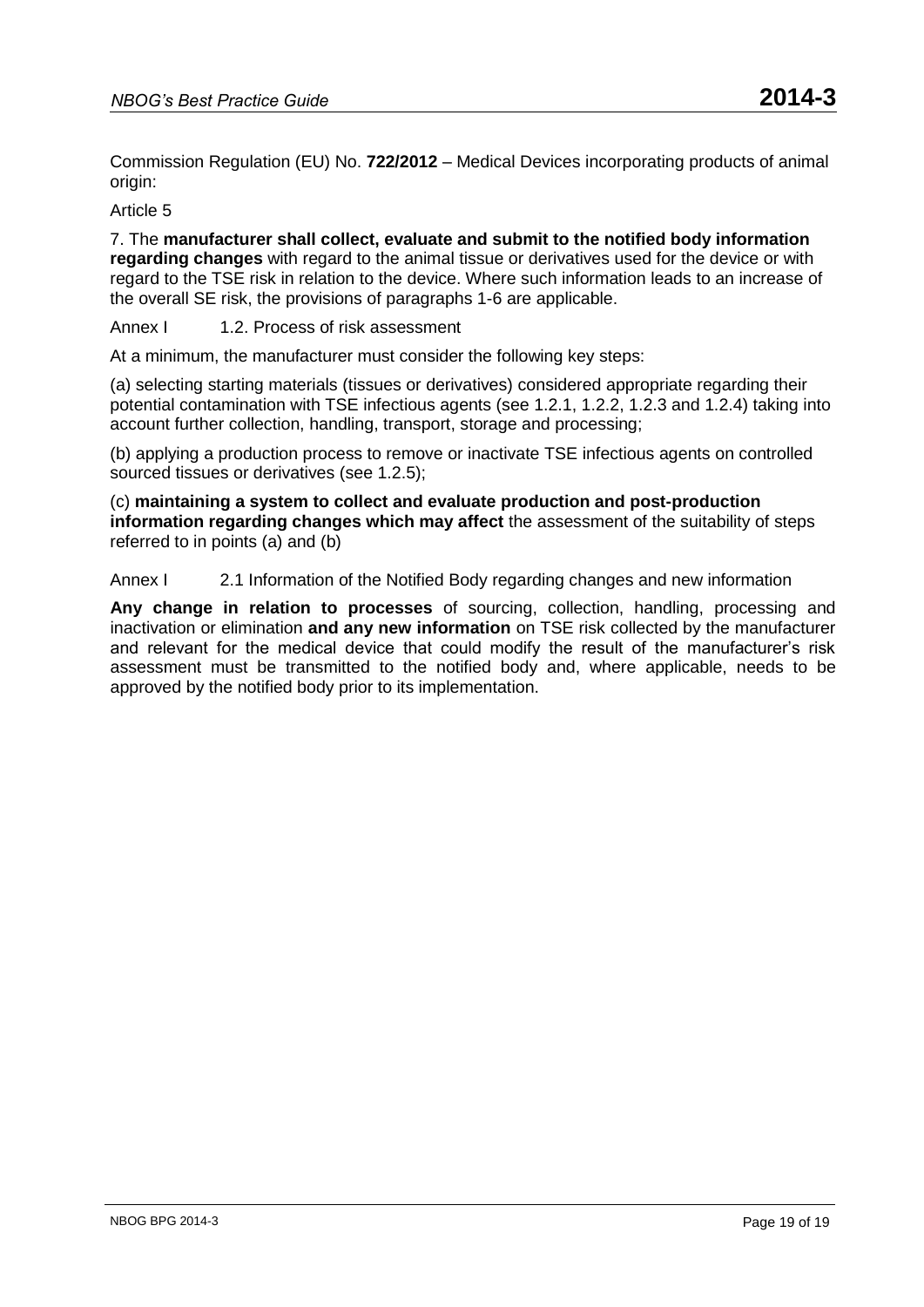Commission Regulation (EU) No. **722/2012** – Medical Devices incorporating products of animal origin:

Article 5

7. The **manufacturer shall collect, evaluate and submit to the notified body information regarding changes** with regard to the animal tissue or derivatives used for the device or with regard to the TSE risk in relation to the device. Where such information leads to an increase of the overall SE risk, the provisions of paragraphs 1-6 are applicable.

Annex I 1.2. Process of risk assessment

At a minimum, the manufacturer must consider the following key steps:

(a) selecting starting materials (tissues or derivatives) considered appropriate regarding their potential contamination with TSE infectious agents (see 1.2.1, 1.2.2, 1.2.3 and 1.2.4) taking into account further collection, handling, transport, storage and processing;

(b) applying a production process to remove or inactivate TSE infectious agents on controlled sourced tissues or derivatives (see 1.2.5);

(c) **maintaining a system to collect and evaluate production and post-production information regarding changes which may affect** the assessment of the suitability of steps referred to in points (a) and (b)

Annex I 2.1 Information of the Notified Body regarding changes and new information

**Any change in relation to processes** of sourcing, collection, handling, processing and inactivation or elimination **and any new information** on TSE risk collected by the manufacturer and relevant for the medical device that could modify the result of the manufacturer's risk assessment must be transmitted to the notified body and, where applicable, needs to be approved by the notified body prior to its implementation.